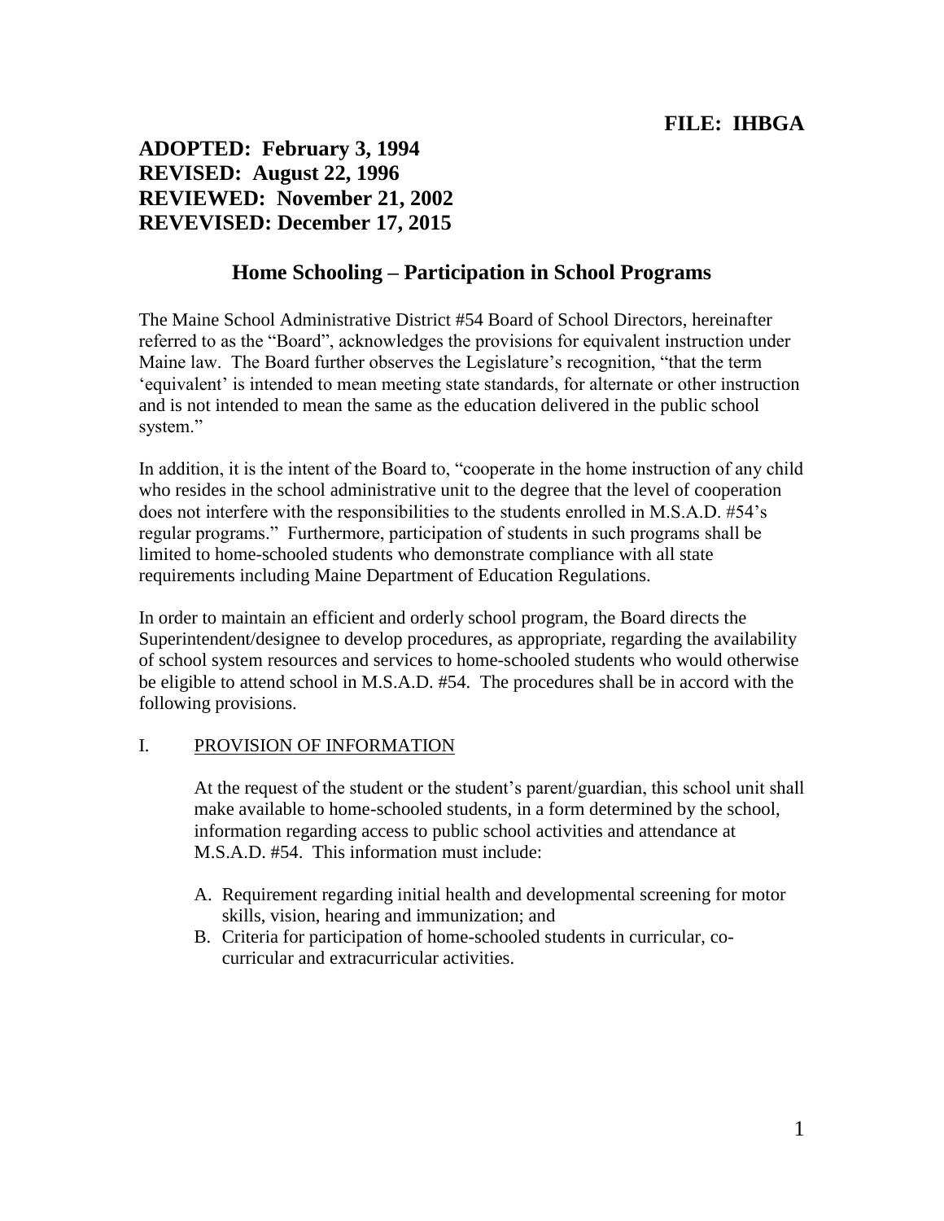**FILE: IHBGA**

**ADOPTED: February 3, 1994**
**REVISED: August 22, 1996**
**REVIEWED: November 21, 2002**
**REVEVISED: December 17, 2015**

## Home Schooling – Participation in School Programs

The Maine School Administrative District #54 Board of School Directors, hereinafter referred to as the "Board", acknowledges the provisions for equivalent instruction under Maine law. The Board further observes the Legislature's recognition, "that the term 'equivalent' is intended to mean meeting state standards, for alternate or other instruction and is not intended to mean the same as the education delivered in the public school system."

In addition, it is the intent of the Board to, "cooperate in the home instruction of any child who resides in the school administrative unit to the degree that the level of cooperation does not interfere with the responsibilities to the students enrolled in M.S.A.D. #54's regular programs." Furthermore, participation of students in such programs shall be limited to home-schooled students who demonstrate compliance with all state requirements including Maine Department of Education Regulations.

In order to maintain an efficient and orderly school program, the Board directs the Superintendent/designee to develop procedures, as appropriate, regarding the availability of school system resources and services to home-schooled students who would otherwise be eligible to attend school in M.S.A.D. #54. The procedures shall be in accord with the following provisions.

I. PROVISION OF INFORMATION

At the request of the student or the student's parent/guardian, this school unit shall make available to home-schooled students, in a form determined by the school, information regarding access to public school activities and attendance at M.S.A.D. #54. This information must include:

A. Requirement regarding initial health and developmental screening for motor skills, vision, hearing and immunization; and
B. Criteria for participation of home-schooled students in curricular, co-curricular and extracurricular activities.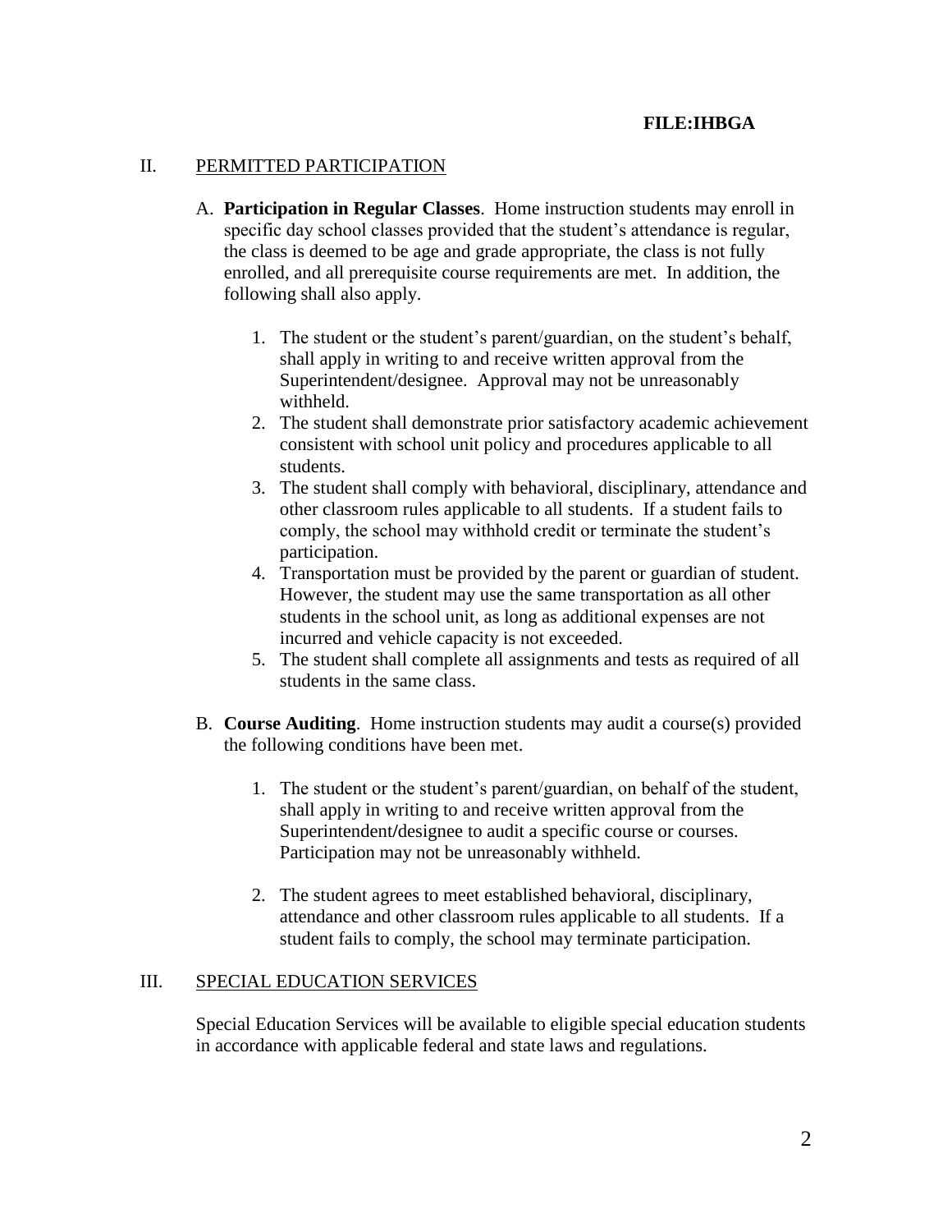## II. PERMITTED PARTICIPATION

A. **Participation in Regular Classes**. Home instruction students may enroll in specific day school classes provided that the student's attendance is regular, the class is deemed to be age and grade appropriate, the class is not fully enrolled, and all prerequisite course requirements are met. In addition, the following shall also apply.

1. The student or the student's parent/guardian, on the student's behalf, shall apply in writing to and receive written approval from the Superintendent/designee. Approval may not be unreasonably withheld.
2. The student shall demonstrate prior satisfactory academic achievement consistent with school unit policy and procedures applicable to all students.
3. The student shall comply with behavioral, disciplinary, attendance and other classroom rules applicable to all students. If a student fails to comply, the school may withhold credit or terminate the student's participation.
4. Transportation must be provided by the parent or guardian of student. However, the student may use the same transportation as all other students in the school unit, as long as additional expenses are not incurred and vehicle capacity is not exceeded.
5. The student shall complete all assignments and tests as required of all students in the same class.

B. **Course Auditing**. Home instruction students may audit a course(s) provided the following conditions have been met.

1. The student or the student's parent/guardian, on behalf of the student, shall apply in writing to and receive written approval from the Superintendent/designee to audit a specific course or courses. Participation may not be unreasonably withheld.

2. The student agrees to meet established behavioral, disciplinary, attendance and other classroom rules applicable to all students. If a student fails to comply, the school may terminate participation.

## III. SPECIAL EDUCATION SERVICES

Special Education Services will be available to eligible special education students in accordance with applicable federal and state laws and regulations.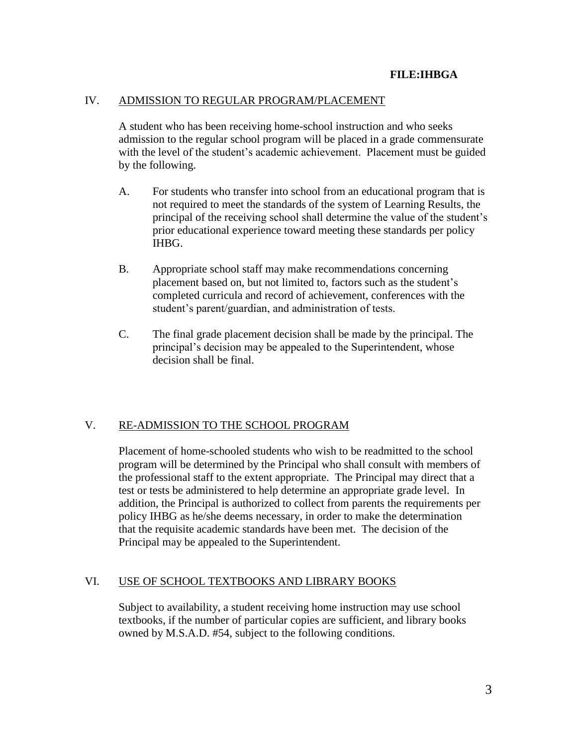**FILE:IHBGA**

## IV. ADMISSION TO REGULAR PROGRAM/PLACEMENT

A student who has been receiving home-school instruction and who seeks admission to the regular school program will be placed in a grade commensurate with the level of the student's academic achievement. Placement must be guided by the following.

A. For students who transfer into school from an educational program that is not required to meet the standards of the system of Learning Results, the principal of the receiving school shall determine the value of the student's prior educational experience toward meeting these standards per policy IHBG.

B. Appropriate school staff may make recommendations concerning placement based on, but not limited to, factors such as the student's completed curricula and record of achievement, conferences with the student's parent/guardian, and administration of tests.

C. The final grade placement decision shall be made by the principal. The principal's decision may be appealed to the Superintendent, whose decision shall be final.

## V. RE-ADMISSION TO THE SCHOOL PROGRAM

Placement of home-schooled students who wish to be readmitted to the school program will be determined by the Principal who shall consult with members of the professional staff to the extent appropriate. The Principal may direct that a test or tests be administered to help determine an appropriate grade level. In addition, the Principal is authorized to collect from parents the requirements per policy IHBG as he/she deems necessary, in order to make the determination that the requisite academic standards have been met. The decision of the Principal may be appealed to the Superintendent.

## VI. USE OF SCHOOL TEXTBOOKS AND LIBRARY BOOKS

Subject to availability, a student receiving home instruction may use school textbooks, if the number of particular copies are sufficient, and library books owned by M.S.A.D. #54, subject to the following conditions.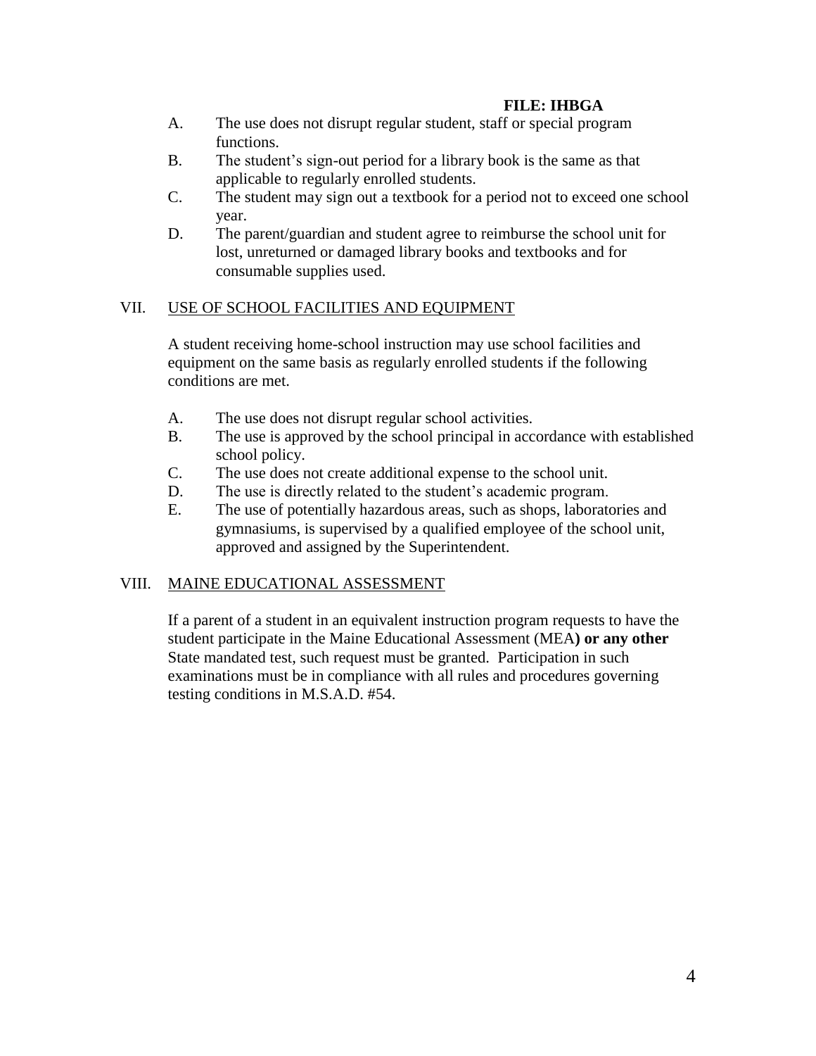A. The use does not disrupt regular student, staff or special program functions.
B. The student's sign-out period for a library book is the same as that applicable to regularly enrolled students.
C. The student may sign out a textbook for a period not to exceed one school year.
D. The parent/guardian and student agree to reimburse the school unit for lost, unreturned or damaged library books and textbooks and for consumable supplies used.

## VII. USE OF SCHOOL FACILITIES AND EQUIPMENT

A student receiving home-school instruction may use school facilities and equipment on the same basis as regularly enrolled students if the following conditions are met.

A. The use does not disrupt regular school activities.
B. The use is approved by the school principal in accordance with established school policy.
C. The use does not create additional expense to the school unit.
D. The use is directly related to the student's academic program.
E. The use of potentially hazardous areas, such as shops, laboratories and gymnasiums, is supervised by a qualified employee of the school unit, approved and assigned by the Superintendent.

## VIII. MAINE EDUCATIONAL ASSESSMENT

If a parent of a student in an equivalent instruction program requests to have the student participate in the Maine Educational Assessment (MEA**) or any other** State mandated test, such request must be granted. Participation in such examinations must be in compliance with all rules and procedures governing testing conditions in M.S.A.D. #54.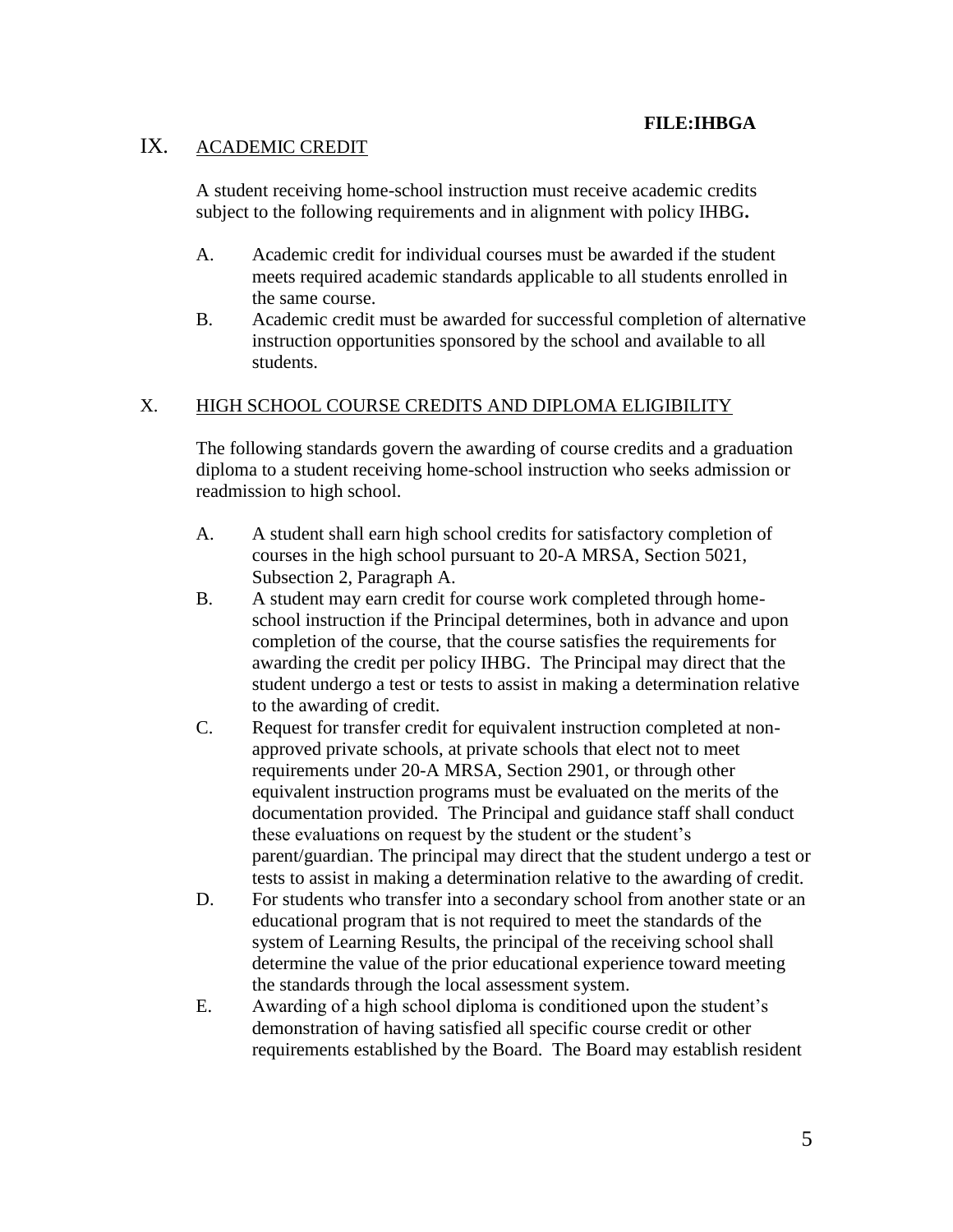**FILE:IHBGA**

## IX. ACADEMIC CREDIT

A student receiving home-school instruction must receive academic credits subject to the following requirements and in alignment with policy IHBG**.**

A. Academic credit for individual courses must be awarded if the student meets required academic standards applicable to all students enrolled in the same course.

B. Academic credit must be awarded for successful completion of alternative instruction opportunities sponsored by the school and available to all students.

## X. HIGH SCHOOL COURSE CREDITS AND DIPLOMA ELIGIBILITY

The following standards govern the awarding of course credits and a graduation diploma to a student receiving home-school instruction who seeks admission or readmission to high school.

A. A student shall earn high school credits for satisfactory completion of courses in the high school pursuant to 20-A MRSA, Section 5021, Subsection 2, Paragraph A.

B. A student may earn credit for course work completed through home-school instruction if the Principal determines, both in advance and upon completion of the course, that the course satisfies the requirements for awarding the credit per policy IHBG. The Principal may direct that the student undergo a test or tests to assist in making a determination relative to the awarding of credit.

C. Request for transfer credit for equivalent instruction completed at non-approved private schools, at private schools that elect not to meet requirements under 20-A MRSA, Section 2901, or through other equivalent instruction programs must be evaluated on the merits of the documentation provided. The Principal and guidance staff shall conduct these evaluations on request by the student or the student's parent/guardian. The principal may direct that the student undergo a test or tests to assist in making a determination relative to the awarding of credit.

D. For students who transfer into a secondary school from another state or an educational program that is not required to meet the standards of the system of Learning Results, the principal of the receiving school shall determine the value of the prior educational experience toward meeting the standards through the local assessment system.

E. Awarding of a high school diploma is conditioned upon the student's demonstration of having satisfied all specific course credit or other requirements established by the Board. The Board may establish resident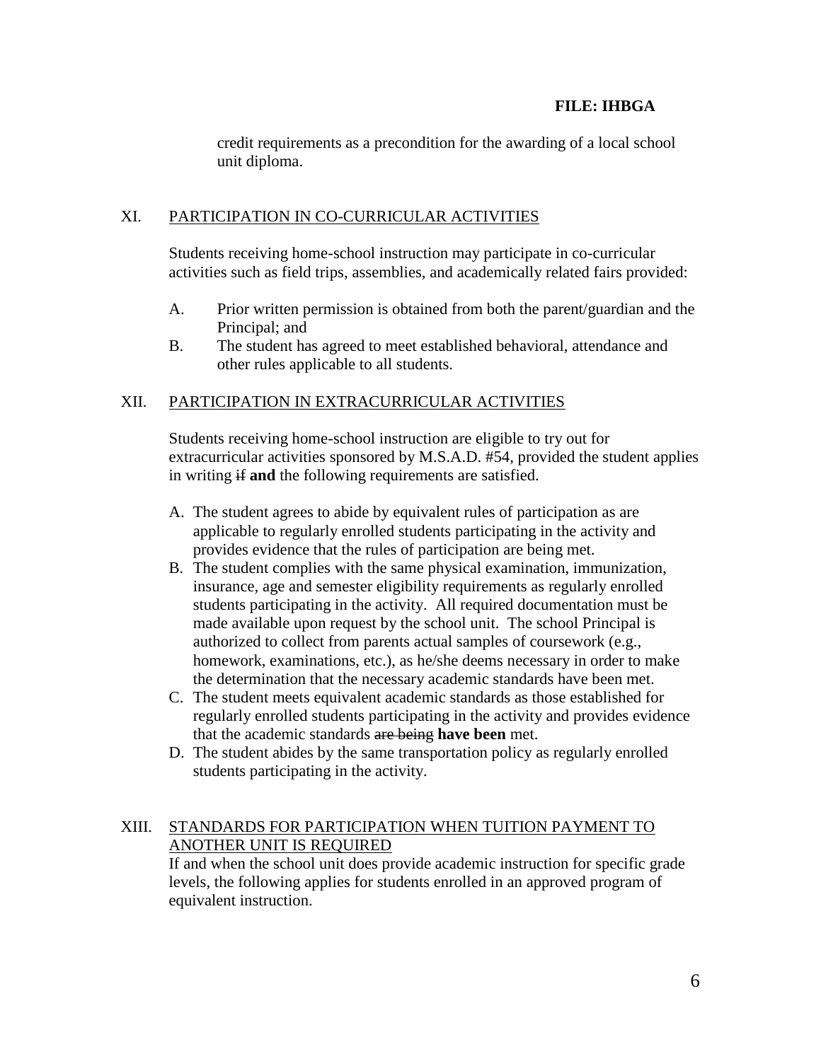**FILE: IHBGA**

credit requirements as a precondition for the awarding of a local school unit diploma.

## XI. PARTICIPATION IN CO-CURRICULAR ACTIVITIES

Students receiving home-school instruction may participate in co-curricular activities such as field trips, assemblies, and academically related fairs provided:

A. Prior written permission is obtained from both the parent/guardian and the Principal; and

B. The student has agreed to meet established behavioral, attendance and other rules applicable to all students.

## XII. PARTICIPATION IN EXTRACURRICULAR ACTIVITIES

Students receiving home-school instruction are eligible to try out for extracurricular activities sponsored by M.S.A.D. #54, provided the student applies in writing ~~if~~ **and** the following requirements are satisfied.

A. The student agrees to abide by equivalent rules of participation as are applicable to regularly enrolled students participating in the activity and provides evidence that the rules of participation are being met.

B. The student complies with the same physical examination, immunization, insurance, age and semester eligibility requirements as regularly enrolled students participating in the activity. All required documentation must be made available upon request by the school unit. The school Principal is authorized to collect from parents actual samples of coursework (e.g., homework, examinations, etc.), as he/she deems necessary in order to make the determination that the necessary academic standards have been met.

C. The student meets equivalent academic standards as those established for regularly enrolled students participating in the activity and provides evidence that the academic standards ~~are being~~ **have been** met.

D. The student abides by the same transportation policy as regularly enrolled students participating in the activity.

## XIII. STANDARDS FOR PARTICIPATION WHEN TUITION PAYMENT TO ANOTHER UNIT IS REQUIRED

If and when the school unit does provide academic instruction for specific grade levels, the following applies for students enrolled in an approved program of equivalent instruction.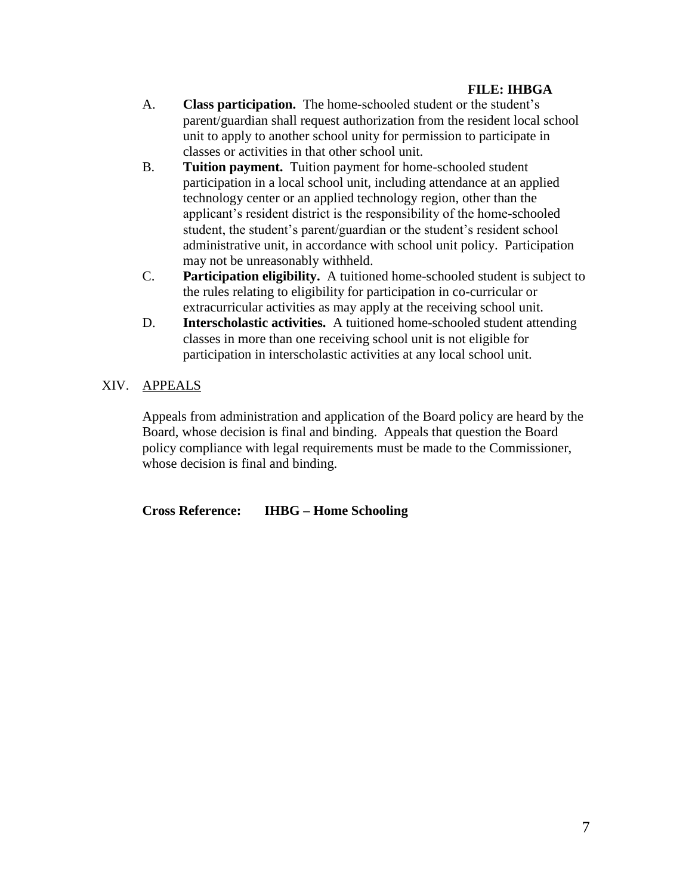A. **Class participation.** The home-schooled student or the student's parent/guardian shall request authorization from the resident local school unit to apply to another school unity for permission to participate in classes or activities in that other school unit.

B. **Tuition payment.** Tuition payment for home-schooled student participation in a local school unit, including attendance at an applied technology center or an applied technology region, other than the applicant's resident district is the responsibility of the home-schooled student, the student's parent/guardian or the student's resident school administrative unit, in accordance with school unit policy. Participation may not be unreasonably withheld.

C. **Participation eligibility.** A tuitioned home-schooled student is subject to the rules relating to eligibility for participation in co-curricular or extracurricular activities as may apply at the receiving school unit.

D. **Interscholastic activities.** A tuitioned home-schooled student attending classes in more than one receiving school unit is not eligible for participation in interscholastic activities at any local school unit.

## XIV. APPEALS

Appeals from administration and application of the Board policy are heard by the Board, whose decision is final and binding. Appeals that question the Board policy compliance with legal requirements must be made to the Commissioner, whose decision is final and binding.

**Cross Reference: IHBG – Home Schooling**